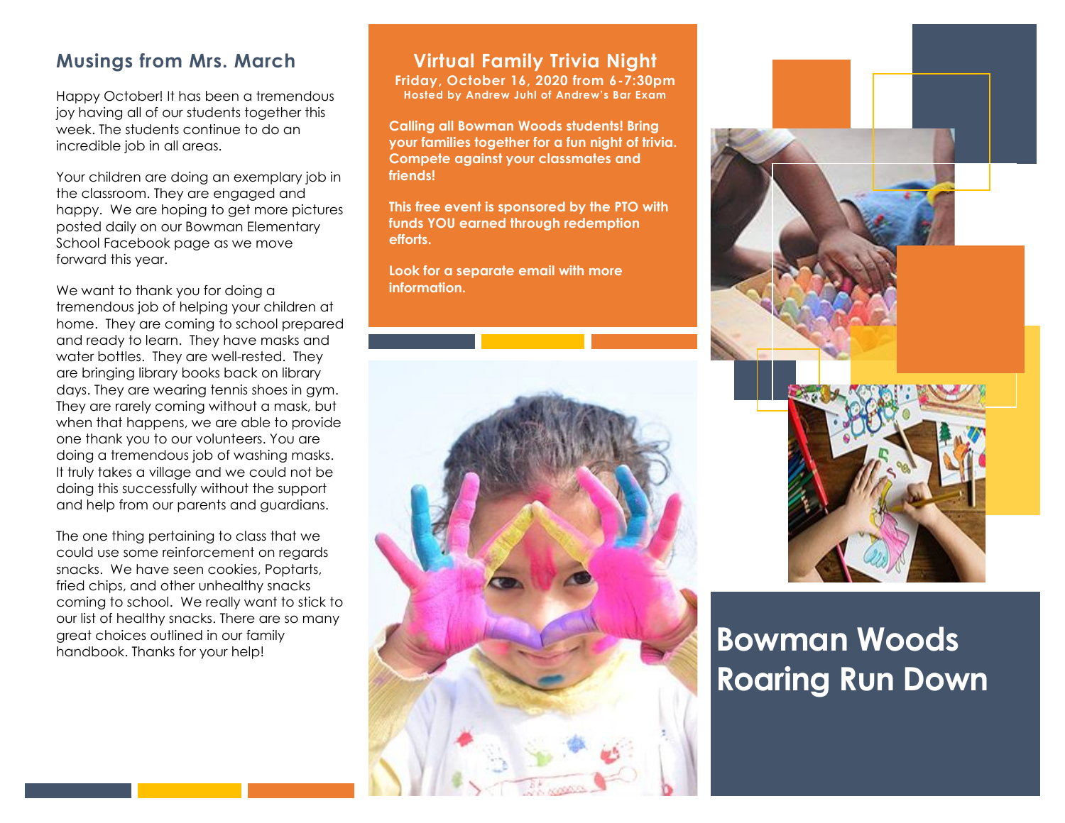## Musings from Mrs. March

Happy October! It has been a tremendous joy having all of our students together this week. The students continue to do an incredible job in all areas.

Your children are doing an exemplary job in the classroom. They are engaged and happy. We are hoping to get more pictures posted daily on our Bowman Elementary School Facebook page as we move forward this year.

We want to thank you for doing a tremendous job of helping your children at home. They are coming to school prepared and ready to learn. They have masks and water bottles. They are well-rested. They are bringing library books back on library days. They are wearing tennis shoes in gym. They are rarely coming without a mask, but when that happens, we are able to provide one thank you to our volunteers. You are doing a tremendous job of washing masks. It truly takes a village and we could not be doing this successfully without the support and help from our parents and guardians.

The one thing pertaining to class that we could use some reinforcement on regards snacks. We have seen cookies, Poptarts, fried chips, and other unhealthy snacks coming to school. We really want to stick to our list of healthy snacks. There are so many great choices outlined in our family handbook. Thanks for your help!

## Virtual Family Trivia Night

**Friday, October 16, 2020 from 6-7:30pm**

**Hosted by Andrew Juhl of Andrew's Bar Exam**

**Calling all Bowman Woods students! Bring your families together for a fun night of trivia. Compete against your classmates and friends!**

**This free event is sponsored by the PTO with funds YOU earned through redemption efforts.**

**Look for a separate email with more information.**

# Bowman Woods Roaring Run Down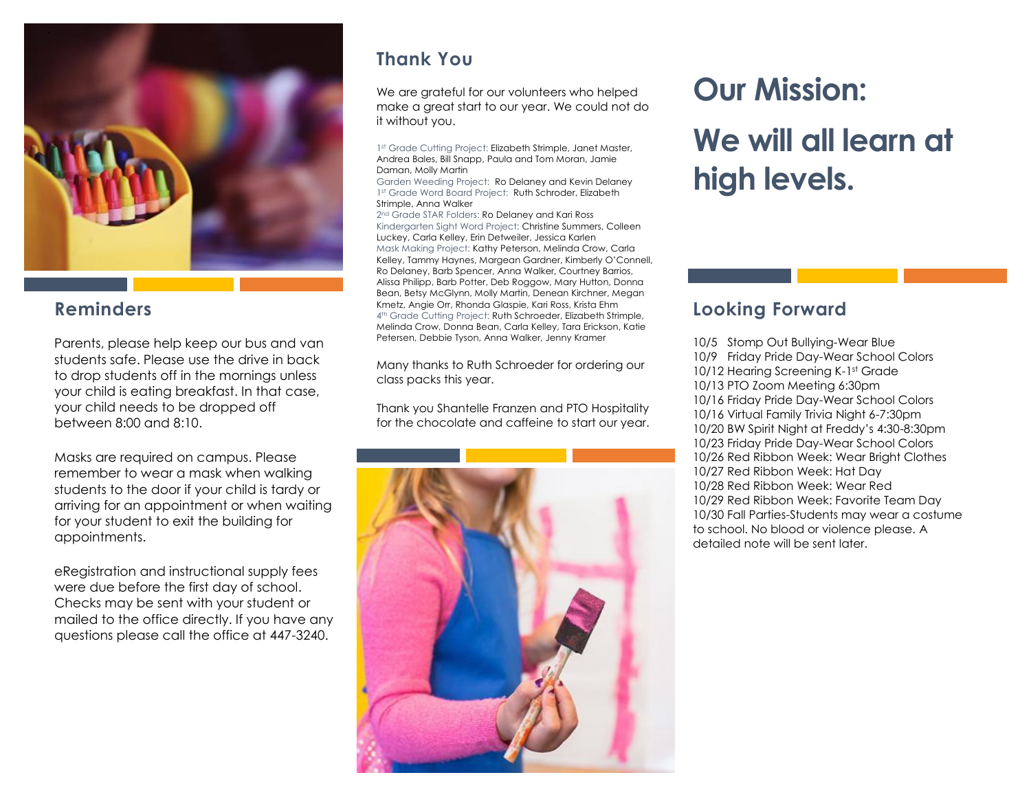## Reminders

Parents, please help keep our bus and van students safe. Please use the drive in back to drop students off in the mornings unless your child is eating breakfast. In that case, your child needs to be dropped off between 8:00 and 8:10.

Masks are required on campus. Please remember to wear a mask when walking students to the door if your child is tardy or arriving for an appointment or when waiting for your student to exit the building for appointments.

eRegistration and instructional supply fees were due before the first day of school. Checks may be sent with your student or mailed to the office directly. If you have any questions please call the office at 447-3240.

## Thank You

We are grateful for our volunteers who helped make a great start to our year. We could not do it without you.

1st Grade Cutting Project: Elizabeth Strimple, Janet Master, Andrea Bales, Bill Snapp, Paula and Tom Moran, Jamie Daman, Molly Martin
Garden Weeding Project: Ro Delaney and Kevin Delaney
1st Grade Word Board Project: Ruth Schroder, Elizabeth Strimple, Anna Walker
2nd Grade STAR Folders: Ro Delaney and Kari Ross
Kindergarten Sight Word Project: Christine Summers, Colleen Luckey, Carla Kelley, Erin Detweiler, Jessica Karlen
Mask Making Project: Kathy Peterson, Melinda Crow, Carla Kelley, Tammy Haynes, Margean Gardner, Kimberly O'Connell, Ro Delaney, Barb Spencer, Anna Walker, Courtney Barrios, Alissa Philipp, Barb Potter, Deb Roggow, Mary Hutton, Donna Bean, Betsy McGlynn, Molly Martin, Denean Kirchner, Megan Kmetz, Angie Orr, Rhonda Glaspie, Kari Ross, Krista Ehm
4th Grade Cutting Project: Ruth Schroeder, Elizabeth Strimple, Melinda Crow, Donna Bean, Carla Kelley, Tara Erickson, Katie Petersen, Debbie Tyson, Anna Walker, Jenny Kramer

Many thanks to Ruth Schroeder for ordering our class packs this year.

Thank you Shantelle Franzen and PTO Hospitality for the chocolate and caffeine to start our year.

# Our Mission:

# We will all learn at high levels.

## Looking Forward

10/5 Stomp Out Bullying-Wear Blue
10/9 Friday Pride Day-Wear School Colors
10/12 Hearing Screening K-1st Grade
10/13 PTO Zoom Meeting 6:30pm
10/16 Friday Pride Day-Wear School Colors
10/16 Virtual Family Trivia Night 6-7:30pm
10/20 BW Spirit Night at Freddy's 4:30-8:30pm
10/23 Friday Pride Day-Wear School Colors
10/26 Red Ribbon Week: Wear Bright Clothes
10/27 Red Ribbon Week: Hat Day
10/28 Red Ribbon Week: Wear Red
10/29 Red Ribbon Week: Favorite Team Day
10/30 Fall Parties-Students may wear a costume to school. No blood or violence please. A detailed note will be sent later.